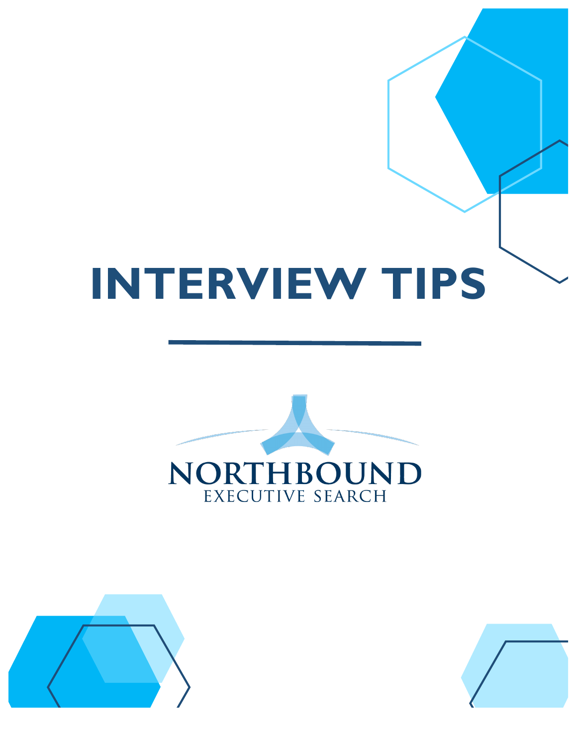# INTERVIEW TIPS

NORTHBOUND

EXECUTIVE SEARCH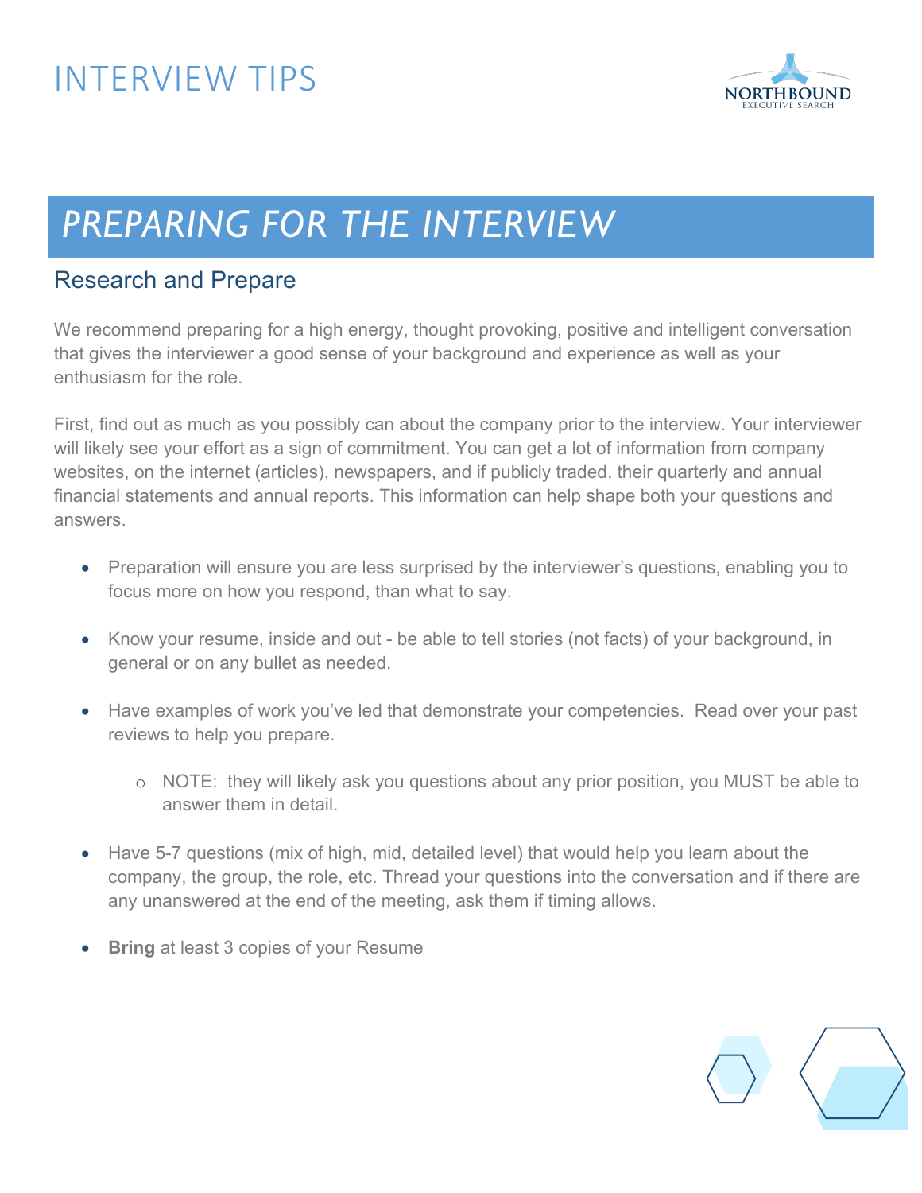# INTERVIEW TIPS

## PREPARING FOR THE INTERVIEW

### Research and Prepare

We recommend preparing for a high energy, thought provoking, positive and intelligent conversation that gives the interviewer a good sense of your background and experience as well as your enthusiasm for the role.

First, find out as much as you possibly can about the company prior to the interview. Your interviewer will likely see your effort as a sign of commitment. You can get a lot of information from company websites, on the internet (articles), newspapers, and if publicly traded, their quarterly and annual financial statements and annual reports. This information can help shape both your questions and answers.

- Preparation will ensure you are less surprised by the interviewer's questions, enabling you to focus more on how you respond, than what to say.
- Know your resume, inside and out - be able to tell stories (not facts) of your background, in general or on any bullet as needed.
- Have examples of work you've led that demonstrate your competencies. Read over your past reviews to help you prepare.
  - NOTE: they will likely ask you questions about any prior position, you MUST be able to answer them in detail.
- Have 5-7 questions (mix of high, mid, detailed level) that would help you learn about the company, the group, the role, etc. Thread your questions into the conversation and if there are any unanswered at the end of the meeting, ask them if timing allows.
- **Bring** at least 3 copies of your Resume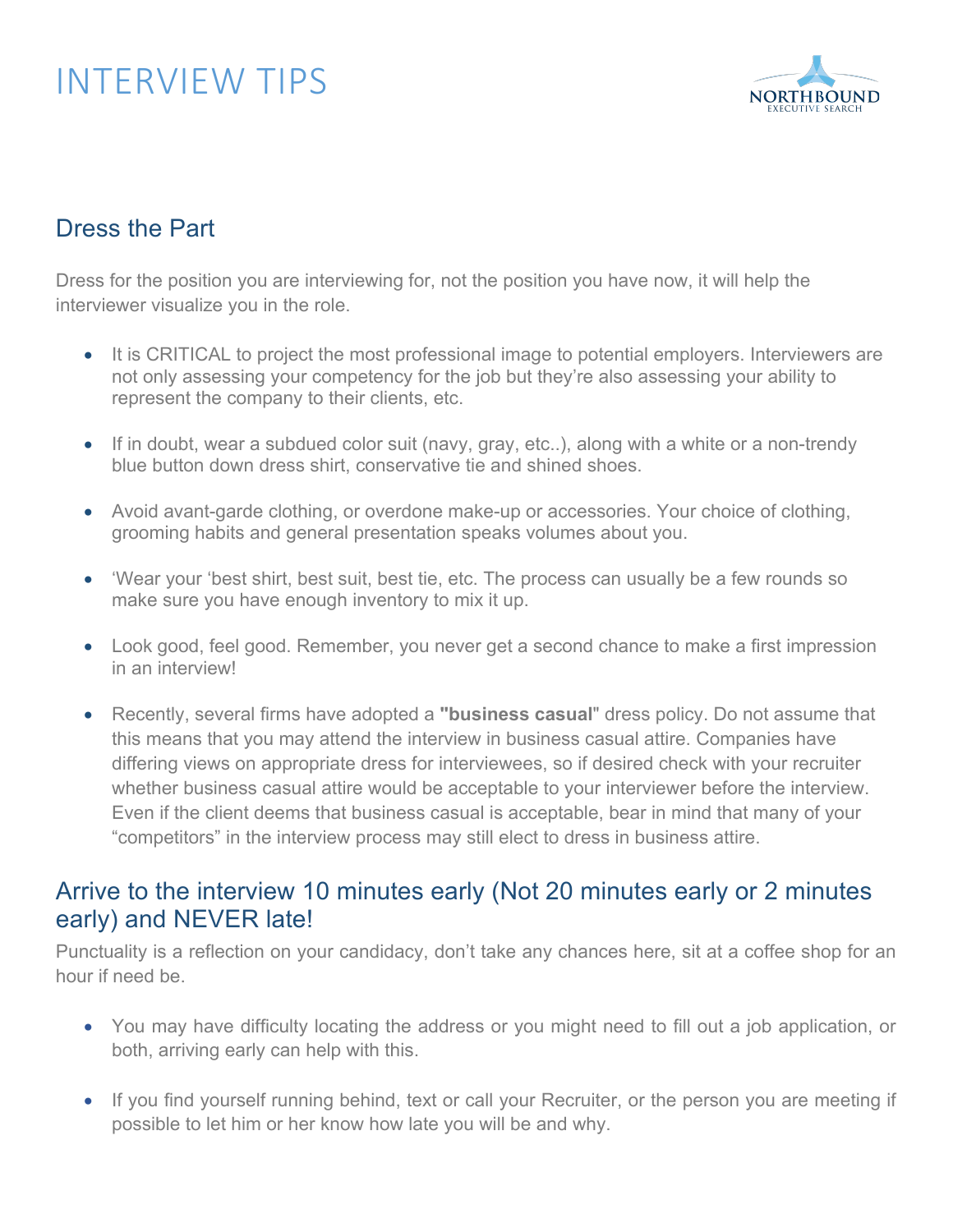# INTERVIEW TIPS

## Dress the Part

Dress for the position you are interviewing for, not the position you have now, it will help the interviewer visualize you in the role.

- It is CRITICAL to project the most professional image to potential employers. Interviewers are not only assessing your competency for the job but they're also assessing your ability to represent the company to their clients, etc.
- If in doubt, wear a subdued color suit (navy, gray, etc..), along with a white or a non-trendy blue button down dress shirt, conservative tie and shined shoes.
- Avoid avant-garde clothing, or overdone make-up or accessories. Your choice of clothing, grooming habits and general presentation speaks volumes about you.
- 'Wear your 'best shirt, best suit, best tie, etc. The process can usually be a few rounds so make sure you have enough inventory to mix it up.
- Look good, feel good. Remember, you never get a second chance to make a first impression in an interview!
- Recently, several firms have adopted a **"business casual"** dress policy. Do not assume that this means that you may attend the interview in business casual attire. Companies have differing views on appropriate dress for interviewees, so if desired check with your recruiter whether business casual attire would be acceptable to your interviewer before the interview. Even if the client deems that business casual is acceptable, bear in mind that many of your "competitors" in the interview process may still elect to dress in business attire.

## Arrive to the interview 10 minutes early (Not 20 minutes early or 2 minutes early) and NEVER late!

Punctuality is a reflection on your candidacy, don't take any chances here, sit at a coffee shop for an hour if need be.

- You may have difficulty locating the address or you might need to fill out a job application, or both, arriving early can help with this.
- If you find yourself running behind, text or call your Recruiter, or the person you are meeting if possible to let him or her know how late you will be and why.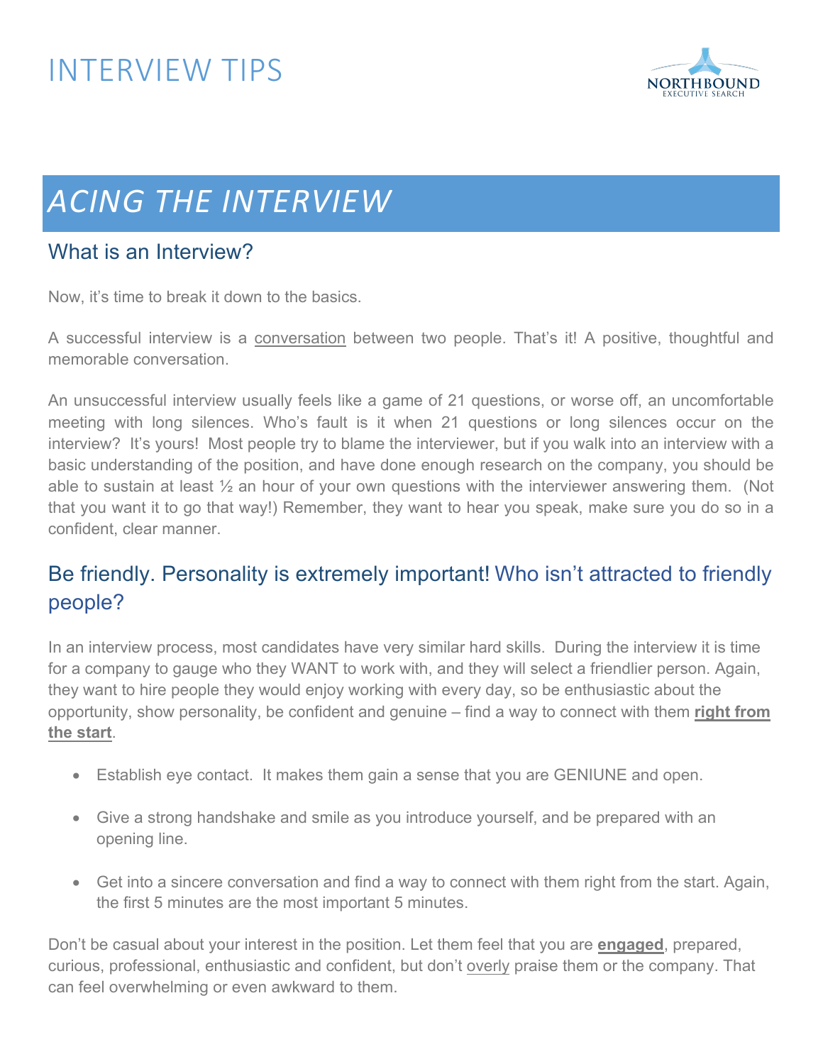# INTERVIEW TIPS

## *ACING THE INTERVIEW*

### What is an Interview?

Now, it's time to break it down to the basics.

A successful interview is a conversation between two people. That's it! A positive, thoughtful and memorable conversation.

An unsuccessful interview usually feels like a game of 21 questions, or worse off, an uncomfortable meeting with long silences. Who's fault is it when 21 questions or long silences occur on the interview? It's yours! Most people try to blame the interviewer, but if you walk into an interview with a basic understanding of the position, and have done enough research on the company, you should be able to sustain at least ½ an hour of your own questions with the interviewer answering them. (Not that you want it to go that way!) Remember, they want to hear you speak, make sure you do so in a confident, clear manner.

### Be friendly. Personality is extremely important! Who isn't attracted to friendly people?

In an interview process, most candidates have very similar hard skills. During the interview it is time for a company to gauge who they WANT to work with, and they will select a friendlier person. Again, they want to hire people they would enjoy working with every day, so be enthusiastic about the opportunity, show personality, be confident and genuine – find a way to connect with them **right from the start**.

- Establish eye contact. It makes them gain a sense that you are GENIUNE and open.
- Give a strong handshake and smile as you introduce yourself, and be prepared with an opening line.
- Get into a sincere conversation and find a way to connect with them right from the start. Again, the first 5 minutes are the most important 5 minutes.

Don't be casual about your interest in the position. Let them feel that you are **engaged**, prepared, curious, professional, enthusiastic and confident, but don't overly praise them or the company. That can feel overwhelming or even awkward to them.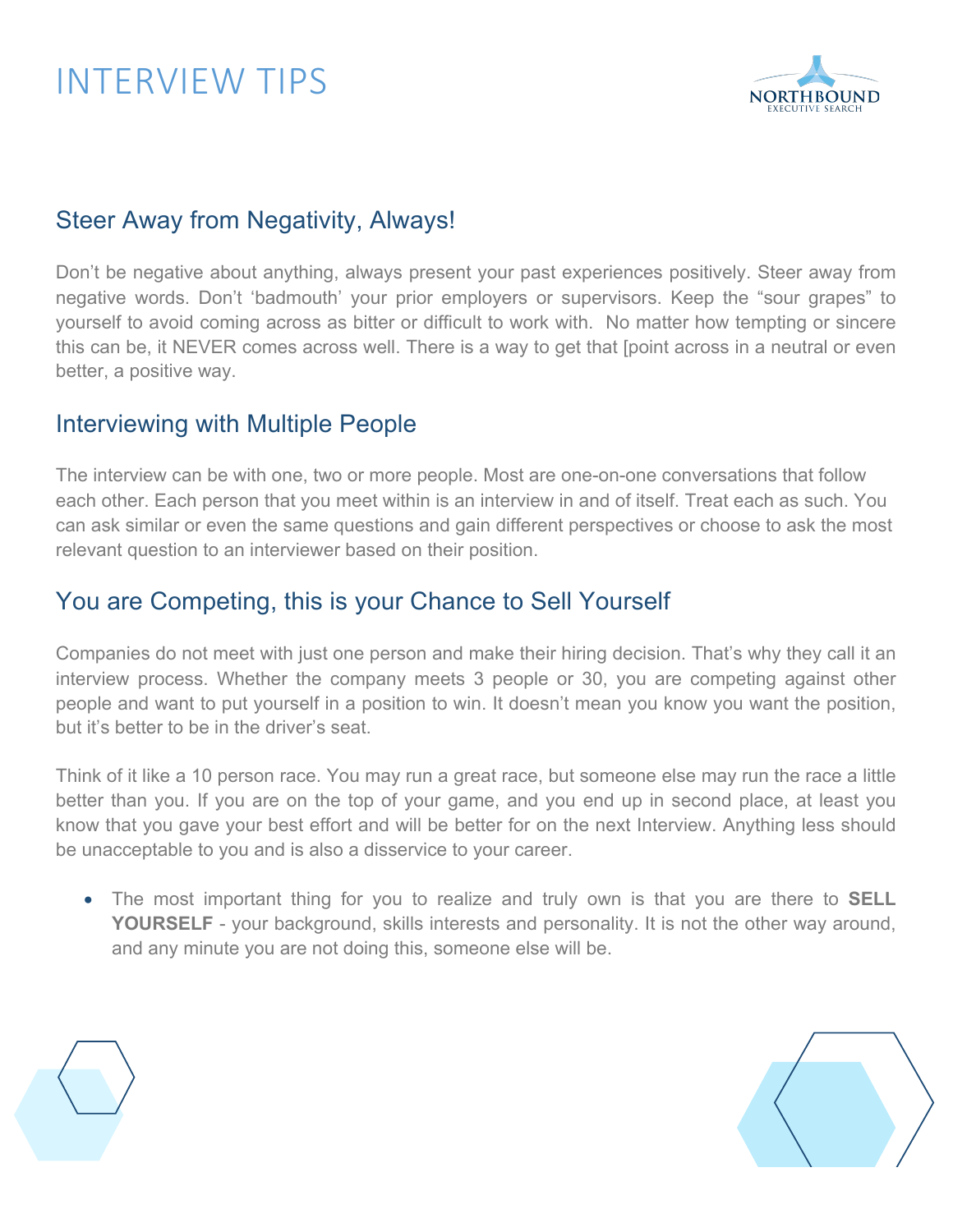# INTERVIEW TIPS

## Steer Away from Negativity, Always!

Don't be negative about anything, always present your past experiences positively. Steer away from negative words. Don't 'badmouth' your prior employers or supervisors. Keep the "sour grapes" to yourself to avoid coming across as bitter or difficult to work with. No matter how tempting or sincere this can be, it NEVER comes across well. There is a way to get that [point across in a neutral or even better, a positive way.

## Interviewing with Multiple People

The interview can be with one, two or more people. Most are one-on-one conversations that follow each other. Each person that you meet within is an interview in and of itself. Treat each as such. You can ask similar or even the same questions and gain different perspectives or choose to ask the most relevant question to an interviewer based on their position.

## You are Competing, this is your Chance to Sell Yourself

Companies do not meet with just one person and make their hiring decision. That's why they call it an interview process. Whether the company meets 3 people or 30, you are competing against other people and want to put yourself in a position to win. It doesn't mean you know you want the position, but it's better to be in the driver's seat.

Think of it like a 10 person race. You may run a great race, but someone else may run the race a little better than you. If you are on the top of your game, and you end up in second place, at least you know that you gave your best effort and will be better for on the next Interview. Anything less should be unacceptable to you and is also a disservice to your career.

- The most important thing for you to realize and truly own is that you are there to **SELL YOURSELF** - your background, skills interests and personality. It is not the other way around, and any minute you are not doing this, someone else will be.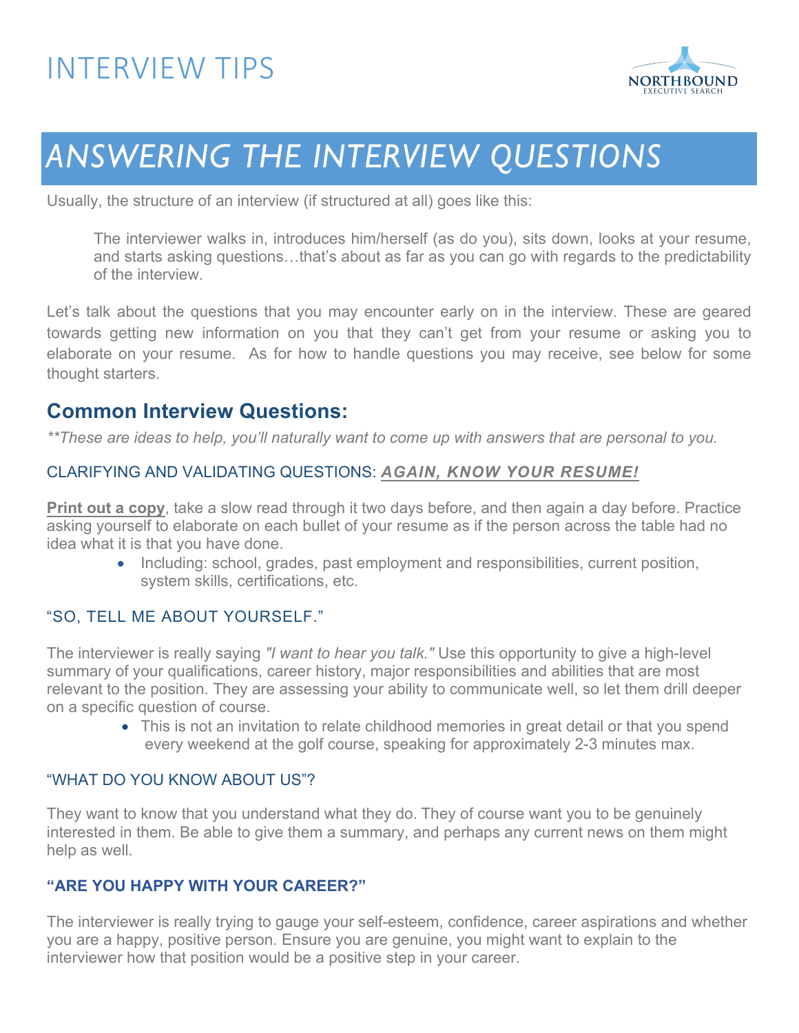# INTERVIEW TIPS

## *ANSWERING THE INTERVIEW QUESTIONS*

Usually, the structure of an interview (if structured at all) goes like this:

> The interviewer walks in, introduces him/herself (as do you), sits down, looks at your resume, and starts asking questions…that's about as far as you can go with regards to the predictability of the interview.

Let's talk about the questions that you may encounter early on in the interview. These are geared towards getting new information on you that they can't get from your resume or asking you to elaborate on your resume. As for how to handle questions you may receive, see below for some thought starters.

### Common Interview Questions:

*\*\*These are ideas to help, you'll naturally want to come up with answers that are personal to you.*

#### CLARIFYING AND VALIDATING QUESTIONS: ***AGAIN, KNOW YOUR RESUME!***

**Print out a copy**, take a slow read through it two days before, and then again a day before. Practice asking yourself to elaborate on each bullet of your resume as if the person across the table had no idea what it is that you have done.

- Including: school, grades, past employment and responsibilities, current position, system skills, certifications, etc.

#### "SO, TELL ME ABOUT YOURSELF."

The interviewer is really saying *"I want to hear you talk."* Use this opportunity to give a high-level summary of your qualifications, career history, major responsibilities and abilities that are most relevant to the position. They are assessing your ability to communicate well, so let them drill deeper on a specific question of course.

- This is not an invitation to relate childhood memories in great detail or that you spend every weekend at the golf course, speaking for approximately 2-3 minutes max.

#### "WHAT DO YOU KNOW ABOUT US"?

They want to know that you understand what they do. They of course want you to be genuinely interested in them. Be able to give them a summary, and perhaps any current news on them might help as well.

#### **"ARE YOU HAPPY WITH YOUR CAREER?"**

The interviewer is really trying to gauge your self-esteem, confidence, career aspirations and whether you are a happy, positive person. Ensure you are genuine, you might want to explain to the interviewer how that position would be a positive step in your career.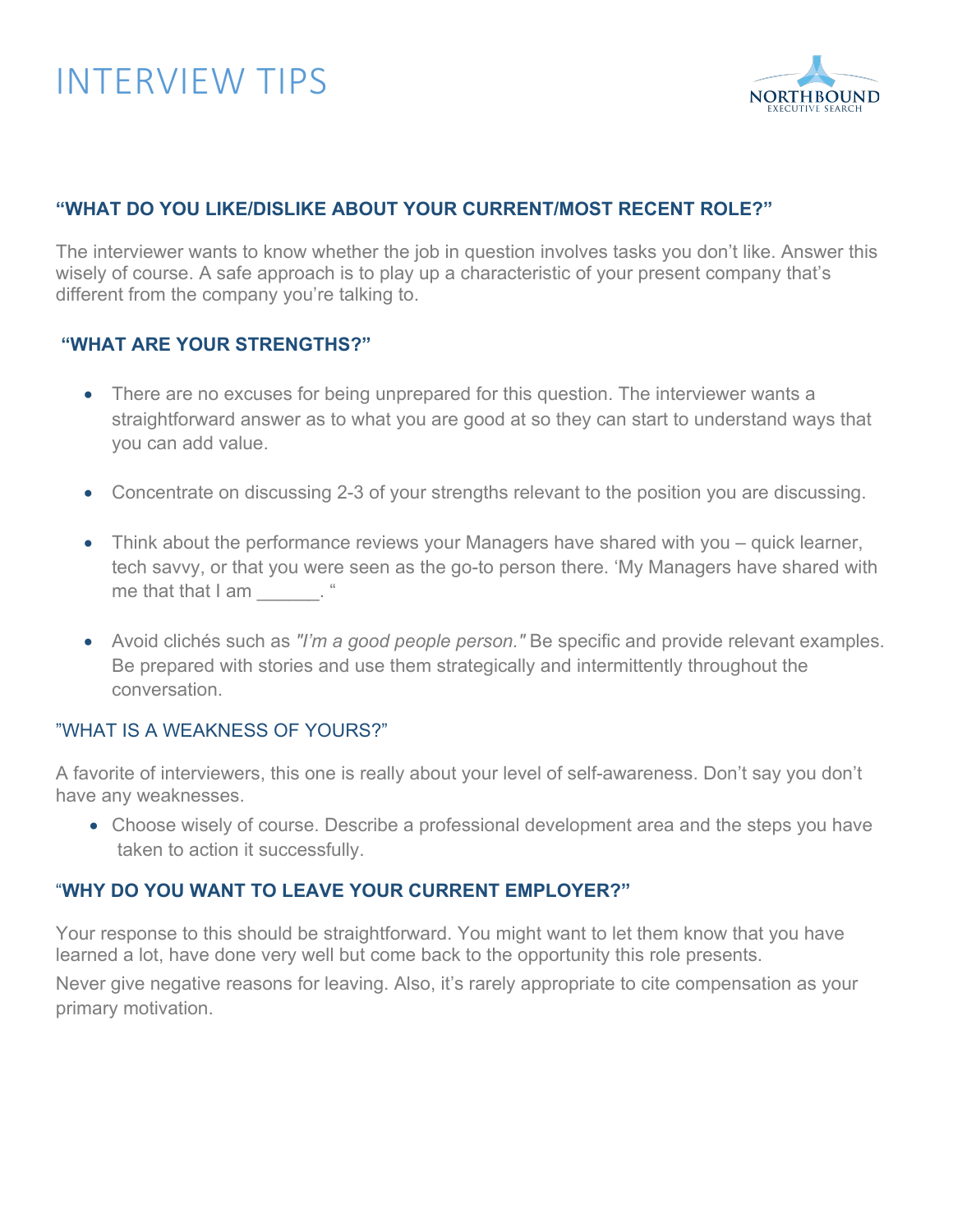# INTERVIEW TIPS

### “WHAT DO YOU LIKE/DISLIKE ABOUT YOUR CURRENT/MOST RECENT ROLE?”

The interviewer wants to know whether the job in question involves tasks you don’t like. Answer this wisely of course. A safe approach is to play up a characteristic of your present company that’s different from the company you’re talking to.

### “WHAT ARE YOUR STRENGTHS?”

- There are no excuses for being unprepared for this question. The interviewer wants a straightforward answer as to what you are good at so they can start to understand ways that you can add value.
- Concentrate on discussing 2-3 of your strengths relevant to the position you are discussing.
- Think about the performance reviews your Managers have shared with you – quick learner, tech savvy, or that you were seen as the go-to person there. ‘My Managers have shared with me that that I am ______. “
- Avoid clichés such as *"I’m a good people person."* Be specific and provide relevant examples. Be prepared with stories and use them strategically and intermittently throughout the conversation.

### ”WHAT IS A WEAKNESS OF YOURS?”

A favorite of interviewers, this one is really about your level of self-awareness. Don’t say you don’t have any weaknesses.

- Choose wisely of course. Describe a professional development area and the steps you have taken to action it successfully.

### “WHY DO YOU WANT TO LEAVE YOUR CURRENT EMPLOYER?”

Your response to this should be straightforward. You might want to let them know that you have learned a lot, have done very well but come back to the opportunity this role presents.

Never give negative reasons for leaving. Also, it’s rarely appropriate to cite compensation as your primary motivation.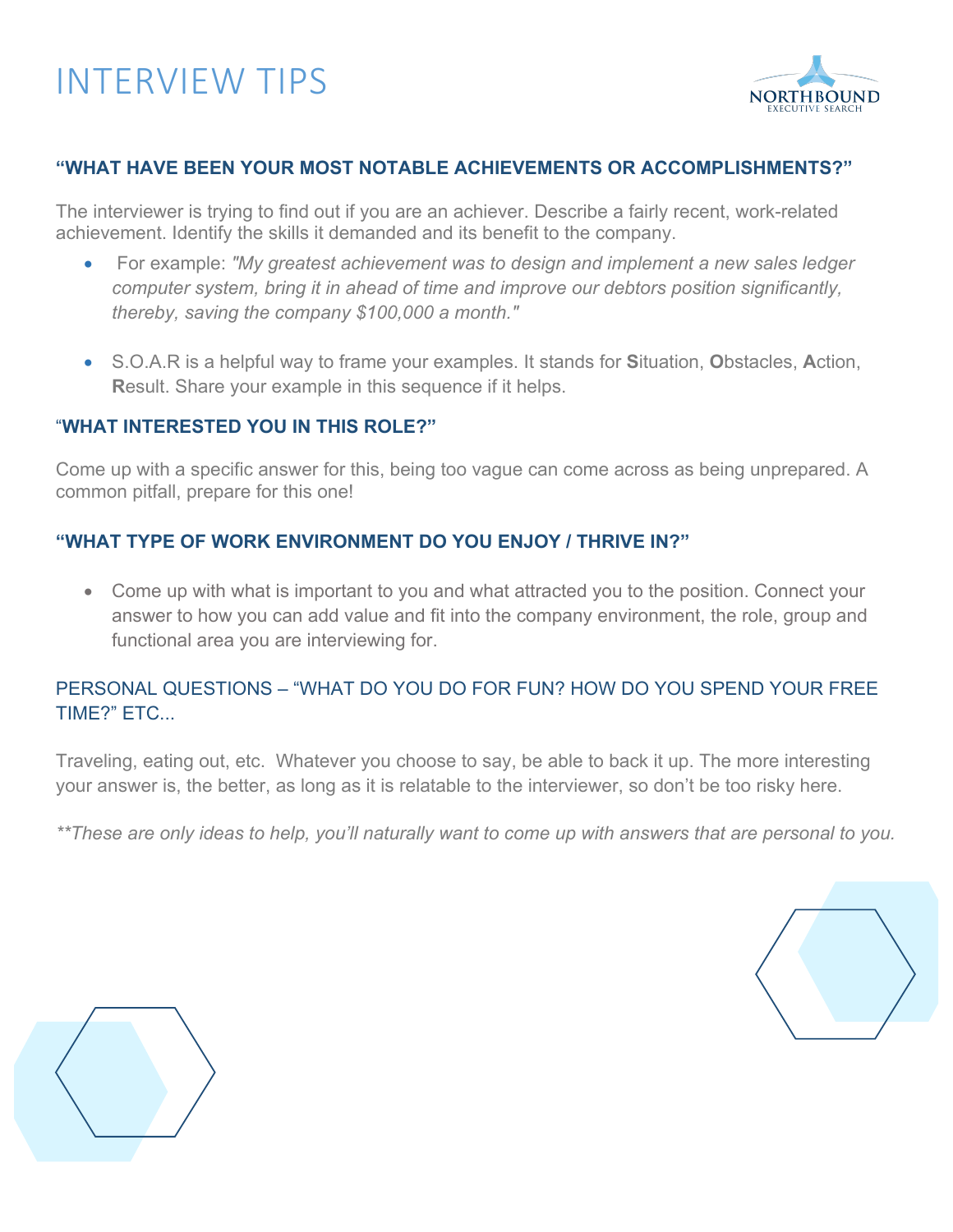# INTERVIEW TIPS

### "WHAT HAVE BEEN YOUR MOST NOTABLE ACHIEVEMENTS OR ACCOMPLISHMENTS?"

The interviewer is trying to find out if you are an achiever. Describe a fairly recent, work-related achievement. Identify the skills it demanded and its benefit to the company.

- For example: *"My greatest achievement was to design and implement a new sales ledger computer system, bring it in ahead of time and improve our debtors position significantly, thereby, saving the company $100,000 a month."*

- S.O.A.R is a helpful way to frame your examples. It stands for **S**ituation, **O**bstacles, **A**ction, **R**esult. Share your example in this sequence if it helps.

### "WHAT INTERESTED YOU IN THIS ROLE?"

Come up with a specific answer for this, being too vague can come across as being unprepared. A common pitfall, prepare for this one!

### "WHAT TYPE OF WORK ENVIRONMENT DO YOU ENJOY / THRIVE IN?"

- Come up with what is important to you and what attracted you to the position. Connect your answer to how you can add value and fit into the company environment, the role, group and functional area you are interviewing for.

### PERSONAL QUESTIONS – "WHAT DO YOU DO FOR FUN? HOW DO YOU SPEND YOUR FREE TIME?" ETC...

Traveling, eating out, etc. Whatever you choose to say, be able to back it up. The more interesting your answer is, the better, as long as it is relatable to the interviewer, so don't be too risky here.

*\*\*These are only ideas to help, you'll naturally want to come up with answers that are personal to you.*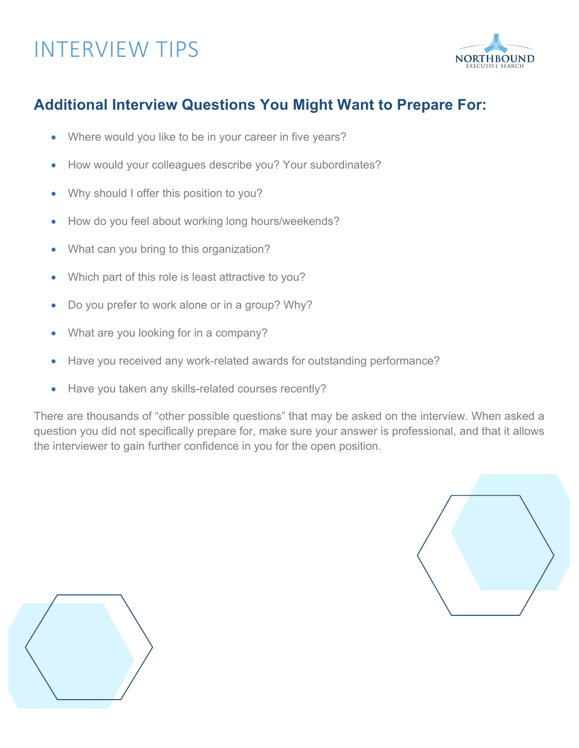# INTERVIEW TIPS

## Additional Interview Questions You Might Want to Prepare For:

- Where would you like to be in your career in five years?
- How would your colleagues describe you? Your subordinates?
- Why should I offer this position to you?
- How do you feel about working long hours/weekends?
- What can you bring to this organization?
- Which part of this role is least attractive to you?
- Do you prefer to work alone or in a group? Why?
- What are you looking for in a company?
- Have you received any work-related awards for outstanding performance?
- Have you taken any skills-related courses recently?

There are thousands of "other possible questions" that may be asked on the interview. When asked a question you did not specifically prepare for, make sure your answer is professional, and that it allows the interviewer to gain further confidence in you for the open position.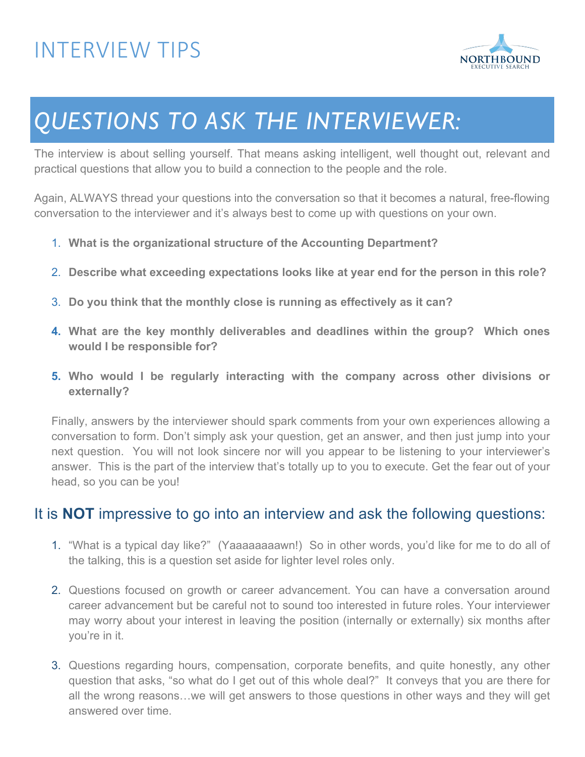# INTERVIEW TIPS

NORTHBOUND
EXECUTIVE SEARCH

## *QUESTIONS TO ASK THE INTERVIEWER:*

The interview is about selling yourself. That means asking intelligent, well thought out, relevant and practical questions that allow you to build a connection to the people and the role.

Again, ALWAYS thread your questions into the conversation so that it becomes a natural, free-flowing conversation to the interviewer and it's always best to come up with questions on your own.

1. **What is the organizational structure of the Accounting Department?**
2. **Describe what exceeding expectations looks like at year end for the person in this role?**
3. **Do you think that the monthly close is running as effectively as it can?**
4. **What are the key monthly deliverables and deadlines within the group? Which ones would I be responsible for?**
5. **Who would I be regularly interacting with the company across other divisions or externally?**

Finally, answers by the interviewer should spark comments from your own experiences allowing a conversation to form. Don't simply ask your question, get an answer, and then just jump into your next question. You will not look sincere nor will you appear to be listening to your interviewer's answer. This is the part of the interview that's totally up to you to execute. Get the fear out of your head, so you can be you!

### It is **NOT** impressive to go into an interview and ask the following questions:

1. "What is a typical day like?" (Yaaaaaaaawn!) So in other words, you'd like for me to do all of the talking, this is a question set aside for lighter level roles only.
2. Questions focused on growth or career advancement. You can have a conversation around career advancement but be careful not to sound too interested in future roles. Your interviewer may worry about your interest in leaving the position (internally or externally) six months after you're in it.
3. Questions regarding hours, compensation, corporate benefits, and quite honestly, any other question that asks, "so what do I get out of this whole deal?" It conveys that you are there for all the wrong reasons…we will get answers to those questions in other ways and they will get answered over time.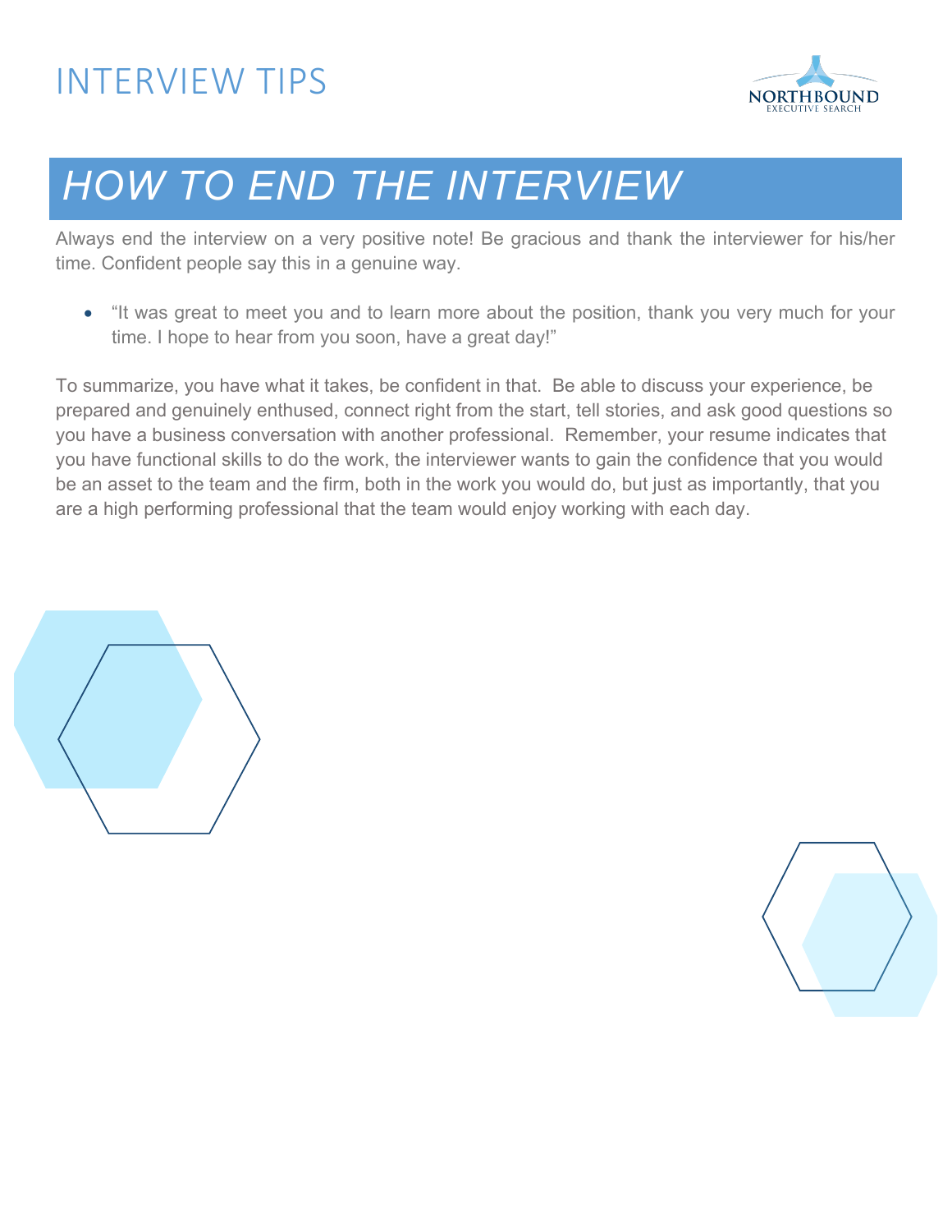# HOW TO END THE INTERVIEW

Always end the interview on a very positive note! Be gracious and thank the interviewer for his/her time. Confident people say this in a genuine way.

- "It was great to meet you and to learn more about the position, thank you very much for your time. I hope to hear from you soon, have a great day!"

To summarize, you have what it takes, be confident in that. Be able to discuss your experience, be prepared and genuinely enthused, connect right from the start, tell stories, and ask good questions so you have a business conversation with another professional. Remember, your resume indicates that you have functional skills to do the work, the interviewer wants to gain the confidence that you would be an asset to the team and the firm, both in the work you would do, but just as importantly, that you are a high performing professional that the team would enjoy working with each day.